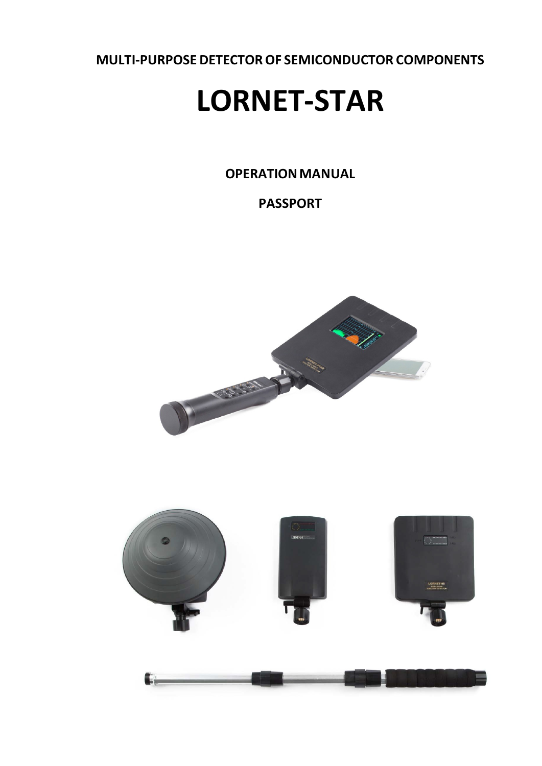**MULTI-PURPOSE DETECTOR OF SEMICONDUCTOR COMPONENTS**

# LORNET-STAR

**OPERATION MANUAL**

**PASSPORT**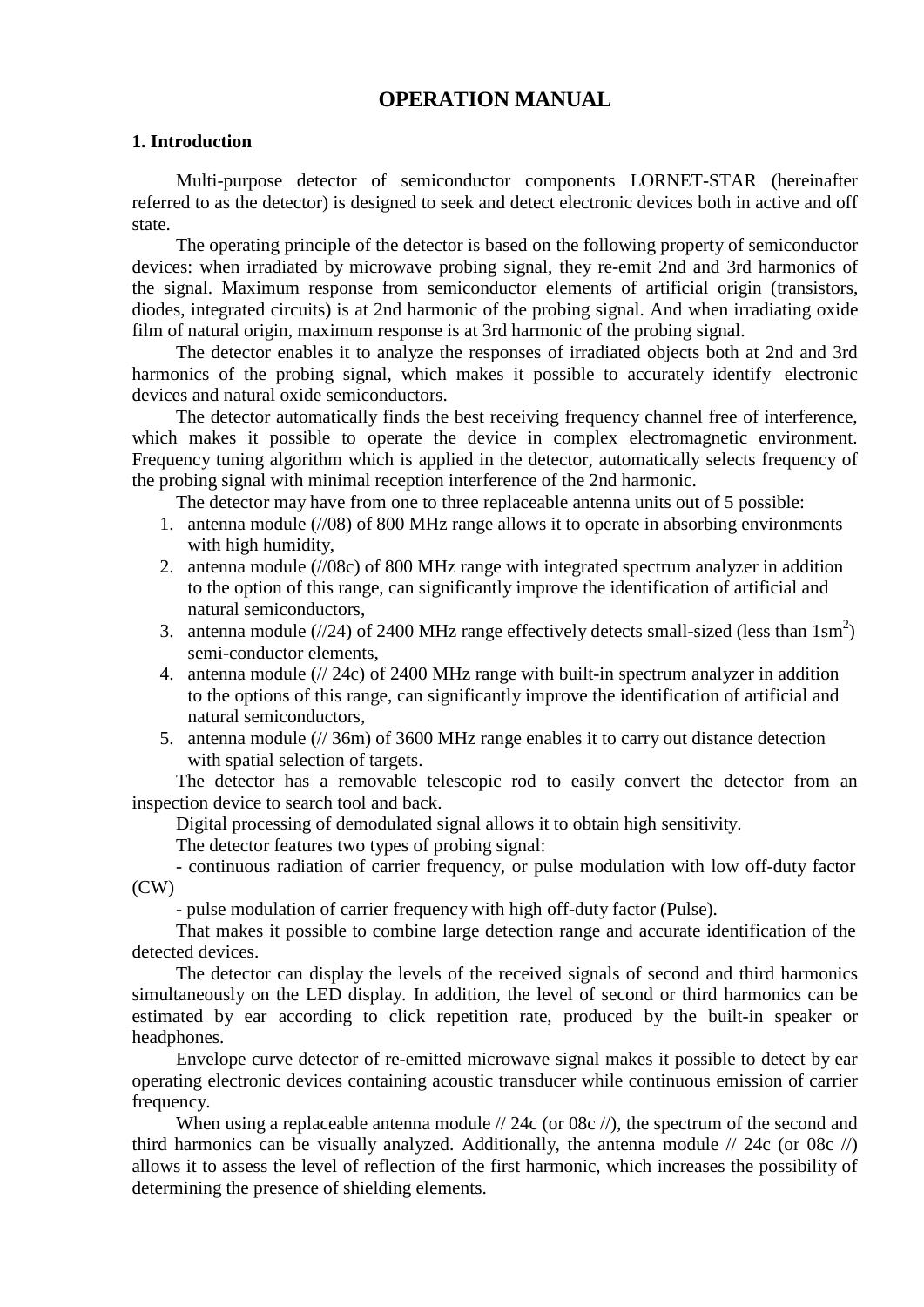# OPERATION MANUAL

## 1. Introduction

Multi-purpose detector of semiconductor components LORNET-STAR (hereinafter referred to as the detector) is designed to seek and detect electronic devices both in active and off state.

The operating principle of the detector is based on the following property of semiconductor devices: when irradiated by microwave probing signal, they re-emit 2nd and 3rd harmonics of the signal. Maximum response from semiconductor elements of artificial origin (transistors, diodes, integrated circuits) is at 2nd harmonic of the probing signal. And when irradiating oxide film of natural origin, maximum response is at 3rd harmonic of the probing signal.

The detector enables it to analyze the responses of irradiated objects both at 2nd and 3rd harmonics of the probing signal, which makes it possible to accurately identify electronic devices and natural oxide semiconductors.

The detector automatically finds the best receiving frequency channel free of interference, which makes it possible to operate the device in complex electromagnetic environment. Frequency tuning algorithm which is applied in the detector, automatically selects frequency of the probing signal with minimal reception interference of the 2nd harmonic.

The detector may have from one to three replaceable antenna units out of 5 possible:

1. antenna module (//08) of 800 MHz range allows it to operate in absorbing environments with high humidity,
2. antenna module (//08c) of 800 MHz range with integrated spectrum analyzer in addition to the option of this range, can significantly improve the identification of artificial and natural semiconductors,
3. antenna module (//24) of 2400 MHz range effectively detects small-sized (less than $1sm^2$) semi-conductor elements,
4. antenna module (// 24c) of 2400 MHz range with built-in spectrum analyzer in addition to the options of this range, can significantly improve the identification of artificial and natural semiconductors,
5. antenna module (// 36m) of 3600 MHz range enables it to carry out distance detection with spatial selection of targets.

The detector has a removable telescopic rod to easily convert the detector from an inspection device to search tool and back.

Digital processing of demodulated signal allows it to obtain high sensitivity.

The detector features two types of probing signal:

- continuous radiation of carrier frequency, or pulse modulation with low off-duty factor (CW)
- pulse modulation of carrier frequency with high off-duty factor (Pulse).

That makes it possible to combine large detection range and accurate identification of the detected devices.

The detector can display the levels of the received signals of second and third harmonics simultaneously on the LED display. In addition, the level of second or third harmonics can be estimated by ear according to click repetition rate, produced by the built-in speaker or headphones.

Envelope curve detector of re-emitted microwave signal makes it possible to detect by ear operating electronic devices containing acoustic transducer while continuous emission of carrier frequency.

When using a replaceable antenna module // 24c (or 08c //), the spectrum of the second and third harmonics can be visually analyzed. Additionally, the antenna module // 24c (or 08c //) allows it to assess the level of reflection of the first harmonic, which increases the possibility of determining the presence of shielding elements.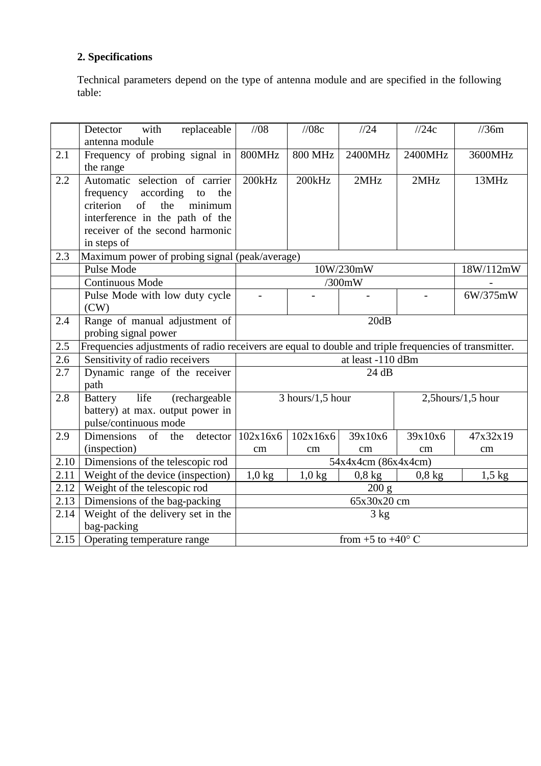**2. Specifications**

Technical parameters depend on the type of antenna module and are specified in the following table:

| | Detector with replaceable antenna module | //08 | //08c | //24 | //24c | //36m |
|---|---|---|---|---|---|---|
| 2.1 | Frequency of probing signal in the range | 800MHz | 800 MHz | 2400MHz | 2400MHz | 3600MHz |
| 2.2 | Automatic selection of carrier frequency according to the criterion of the minimum interference in the path of the receiver of the second harmonic in steps of | 200kHz | 200kHz | 2MHz | 2MHz | 13MHz |
| 2.3 | Maximum power of probing signal (peak/average) | | | | | |
| | Pulse Mode | 10W/230mW | | | | 18W/112mW |
| | Continuous Mode | /300mW | | | | - |
| | Pulse Mode with low duty cycle (CW) | - | - | - | - | 6W/375mW |
| 2.4 | Range of manual adjustment of probing signal power | 20dB | | | | |
| 2.5 | Frequencies adjustments of radio receivers are equal to double and triple frequencies of transmitter. | | | | | |
| 2.6 | Sensitivity of radio receivers | at least -110 dBm | | | | |
| 2.7 | Dynamic range of the receiver path | 24 dB | | | | |
| 2.8 | Battery life (rechargeable battery) at max. output power in pulse/continuous mode | 3 hours/1,5 hour | | | 2,5hours/1,5 hour | |
| 2.9 | Dimensions of the detector (inspection) | 102x16x6 cm | 102x16x6 cm | 39x10x6 cm | 39x10x6 cm | 47x32x19 cm |
| 2.10 | Dimensions of the telescopic rod | 54x4x4cm (86x4x4cm) | | | | |
| 2.11 | Weight of the device (inspection) | 1,0 kg | 1,0 kg | 0,8 kg | 0,8 kg | 1,5 kg |
| 2.12 | Weight of the telescopic rod | 200 g | | | | |
| 2.13 | Dimensions of the bag-packing | 65x30x20 cm | | | | |
| 2.14 | Weight of the delivery set in the bag-packing | 3 kg | | | | |
| 2.15 | Operating temperature range | from +5 to +40° C | | | | |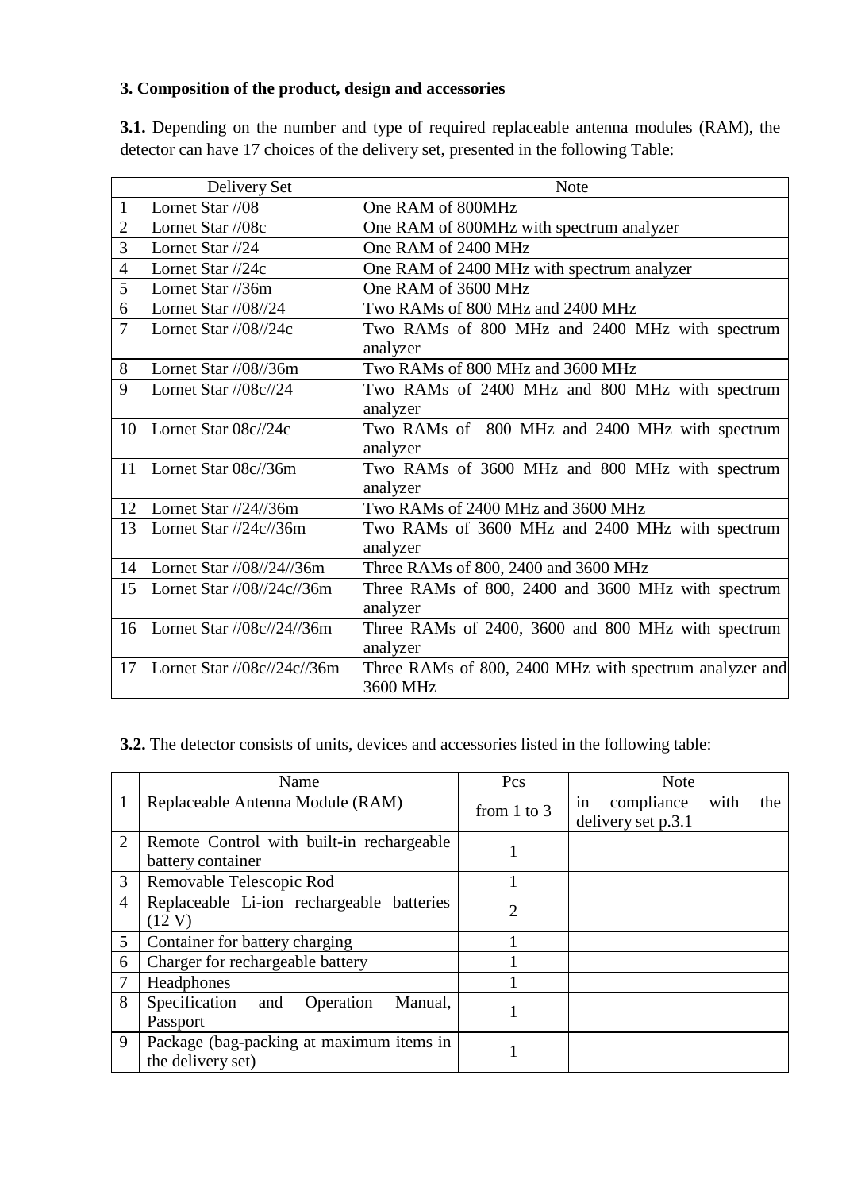### 3. Composition of the product, design and accessories

**3.1.** Depending on the number and type of required replaceable antenna modules (RAM), the detector can have 17 choices of the delivery set, presented in the following Table:

| | Delivery Set | Note |
|---|---|---|
| 1 | Lornet Star //08 | One RAM of 800MHz |
| 2 | Lornet Star //08c | One RAM of 800MHz with spectrum analyzer |
| 3 | Lornet Star //24 | One RAM of 2400 MHz |
| 4 | Lornet Star //24c | One RAM of 2400 MHz with spectrum analyzer |
| 5 | Lornet Star //36m | One RAM of 3600 MHz |
| 6 | Lornet Star //08//24 | Two RAMs of 800 MHz and 2400 MHz |
| 7 | Lornet Star //08//24c | Two RAMs of 800 MHz and 2400 MHz with spectrum analyzer |
| 8 | Lornet Star //08//36m | Two RAMs of 800 MHz and 3600 MHz |
| 9 | Lornet Star //08c//24 | Two RAMs of 2400 MHz and 800 MHz with spectrum analyzer |
| 10 | Lornet Star 08c//24c | Two RAMs of 800 MHz and 2400 MHz with spectrum analyzer |
| 11 | Lornet Star 08c//36m | Two RAMs of 3600 MHz and 800 MHz with spectrum analyzer |
| 12 | Lornet Star //24//36m | Two RAMs of 2400 MHz and 3600 MHz |
| 13 | Lornet Star //24c//36m | Two RAMs of 3600 MHz and 2400 MHz with spectrum analyzer |
| 14 | Lornet Star //08//24//36m | Three RAMs of 800, 2400 and 3600 MHz |
| 15 | Lornet Star //08//24c//36m | Three RAMs of 800, 2400 and 3600 MHz with spectrum analyzer |
| 16 | Lornet Star //08c//24//36m | Three RAMs of 2400, 3600 and 800 MHz with spectrum analyzer |
| 17 | Lornet Star //08c//24c//36m | Three RAMs of 800, 2400 MHz with spectrum analyzer and 3600 MHz |

**3.2.** The detector consists of units, devices and accessories listed in the following table:

| | Name | Pcs | Note |
|---|---|---|---|
| 1 | Replaceable Antenna Module (RAM) | from 1 to 3 | in compliance with the delivery set p.3.1 |
| 2 | Remote Control with built-in rechargeable battery container | 1 | |
| 3 | Removable Telescopic Rod | 1 | |
| 4 | Replaceable Li-ion rechargeable batteries (12 V) | 2 | |
| 5 | Container for battery charging | 1 | |
| 6 | Charger for rechargeable battery | 1 | |
| 7 | Headphones | 1 | |
| 8 | Specification and Operation Manual, Passport | 1 | |
| 9 | Package (bag-packing at maximum items in the delivery set) | 1 | |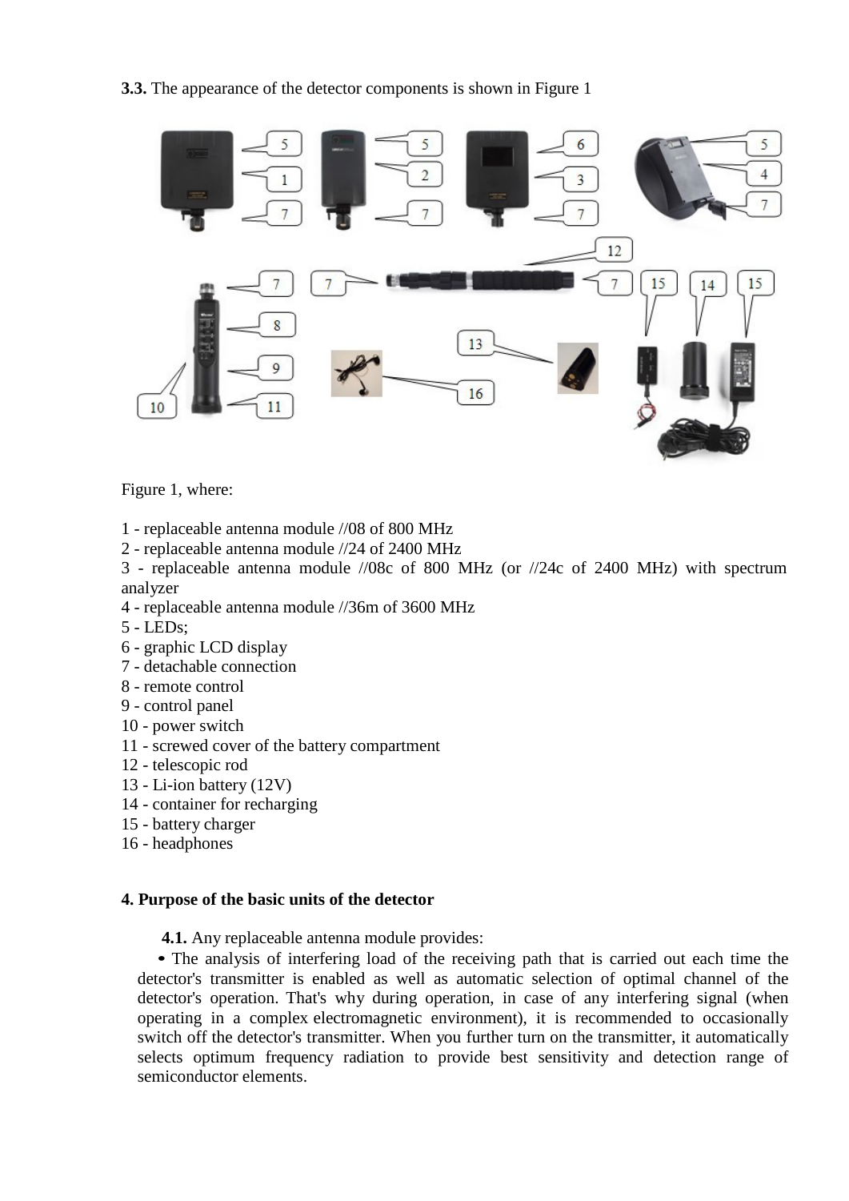**3.3.** The appearance of the detector components is shown in Figure 1

Figure 1, where:

1 - replaceable antenna module //08 of 800 MHz
2 - replaceable antenna module //24 of 2400 MHz
3 - replaceable antenna module //08c of 800 MHz (or //24c of 2400 MHz) with spectrum analyzer
4 - replaceable antenna module //36m of 3600 MHz
5 - LEDs;
6 - graphic LCD display
7 - detachable connection
8 - remote control
9 - control panel
10 - power switch
11 - screwed cover of the battery compartment
12 - telescopic rod
13 - Li-ion battery (12V)
14 - container for recharging
15 - battery charger
16 - headphones

## 4. Purpose of the basic units of the detector

**4.1.** Any replaceable antenna module provides:

- The analysis of interfering load of the receiving path that is carried out each time the detector's transmitter is enabled as well as automatic selection of optimal channel of the detector's operation. That's why during operation, in case of any interfering signal (when operating in a complex electromagnetic environment), it is recommended to occasionally switch off the detector's transmitter. When you further turn on the transmitter, it automatically selects optimum frequency radiation to provide best sensitivity and detection range of semiconductor elements.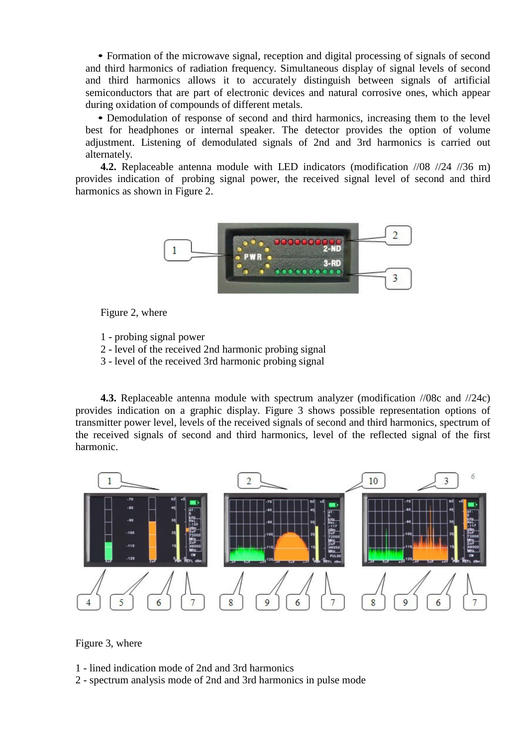- Formation of the microwave signal, reception and digital processing of signals of second and third harmonics of radiation frequency. Simultaneous display of signal levels of second and third harmonics allows it to accurately distinguish between signals of artificial semiconductors that are part of electronic devices and natural corrosive ones, which appear during oxidation of compounds of different metals.
- Demodulation of response of second and third harmonics, increasing them to the level best for headphones or internal speaker. The detector provides the option of volume adjustment. Listening of demodulated signals of 2nd and 3rd harmonics is carried out alternately.

**4.2.** Replaceable antenna module with LED indicators (modification //08 //24 //36 m) provides indication of probing signal power, the received signal level of second and third harmonics as shown in Figure 2.

Figure 2, where

1 - probing signal power
2 - level of the received 2nd harmonic probing signal
3 - level of the received 3rd harmonic probing signal

**4.3.** Replaceable antenna module with spectrum analyzer (modification //08c and //24c) provides indication on a graphic display. Figure 3 shows possible representation options of transmitter power level, levels of the received signals of second and third harmonics, spectrum of the received signals of second and third harmonics, level of the reflected signal of the first harmonic.

Figure 3, where

1 - lined indication mode of 2nd and 3rd harmonics
2 - spectrum analysis mode of 2nd and 3rd harmonics in pulse mode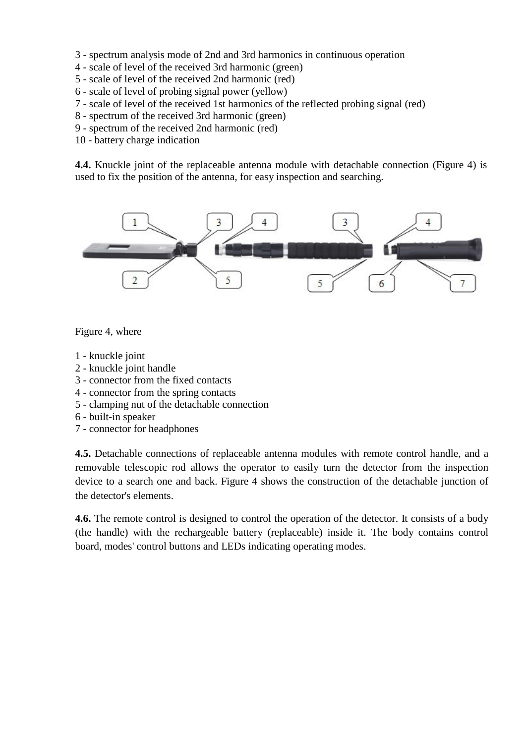3 - spectrum analysis mode of 2nd and 3rd harmonics in continuous operation
4 - scale of level of the received 3rd harmonic (green)
5 - scale of level of the received 2nd harmonic (red)
6 - scale of level of probing signal power (yellow)
7 - scale of level of the received 1st harmonics of the reflected probing signal (red)
8 - spectrum of the received 3rd harmonic (green)
9 - spectrum of the received 2nd harmonic (red)
10 - battery charge indication

**4.4.** Knuckle joint of the replaceable antenna module with detachable connection (Figure 4) is used to fix the position of the antenna, for easy inspection and searching.

Figure 4, where

1 - knuckle joint
2 - knuckle joint handle
3 - connector from the fixed contacts
4 - connector from the spring contacts
5 - clamping nut of the detachable connection
6 - built-in speaker
7 - connector for headphones

**4.5.** Detachable connections of replaceable antenna modules with remote control handle, and a removable telescopic rod allows the operator to easily turn the detector from the inspection device to a search one and back. Figure 4 shows the construction of the detachable junction of the detector's elements.

**4.6.** The remote control is designed to control the operation of the detector. It consists of a body (the handle) with the rechargeable battery (replaceable) inside it. The body contains control board, modes' control buttons and LEDs indicating operating modes.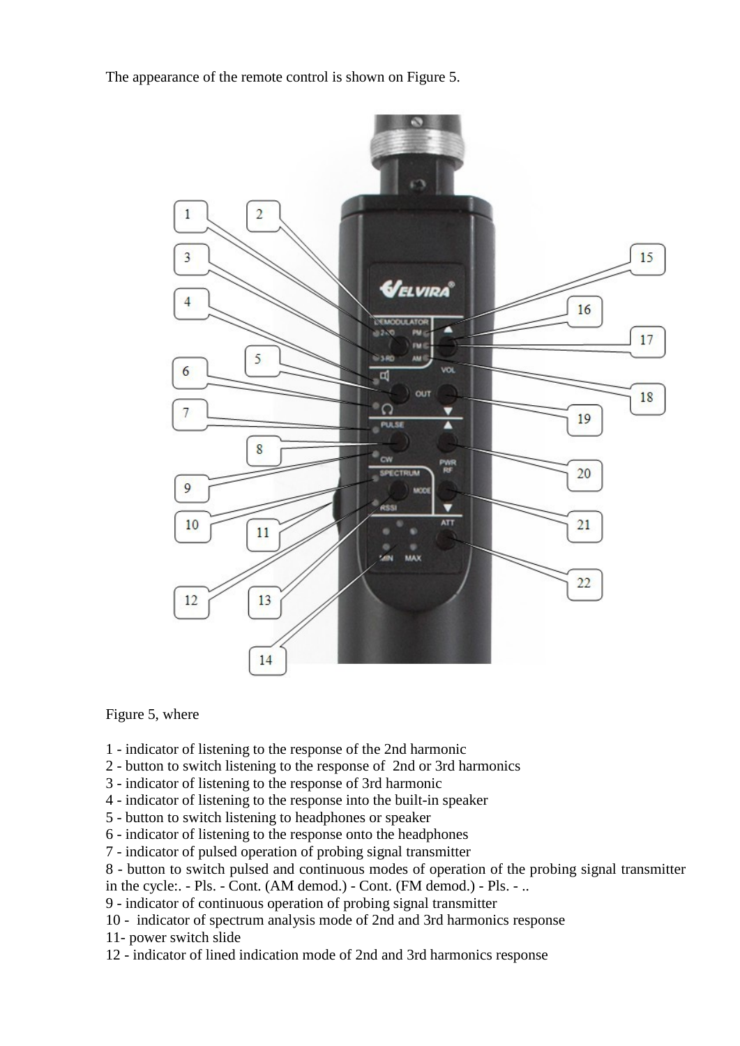The appearance of the remote control is shown on Figure 5.

Figure 5, where

1 - indicator of listening to the response of the 2nd harmonic
2 - button to switch listening to the response of 2nd or 3rd harmonics
3 - indicator of listening to the response of 3rd harmonic
4 - indicator of listening to the response into the built-in speaker
5 - button to switch listening to headphones or speaker
6 - indicator of listening to the response onto the headphones
7 - indicator of pulsed operation of probing signal transmitter
8 - button to switch pulsed and continuous modes of operation of the probing signal transmitter in the cycle:. - Pls. - Cont. (AM demod.) - Cont. (FM demod.) - Pls. - ..
9 - indicator of continuous operation of probing signal transmitter
10 - indicator of spectrum analysis mode of 2nd and 3rd harmonics response
11- power switch slide
12 - indicator of lined indication mode of 2nd and 3rd harmonics response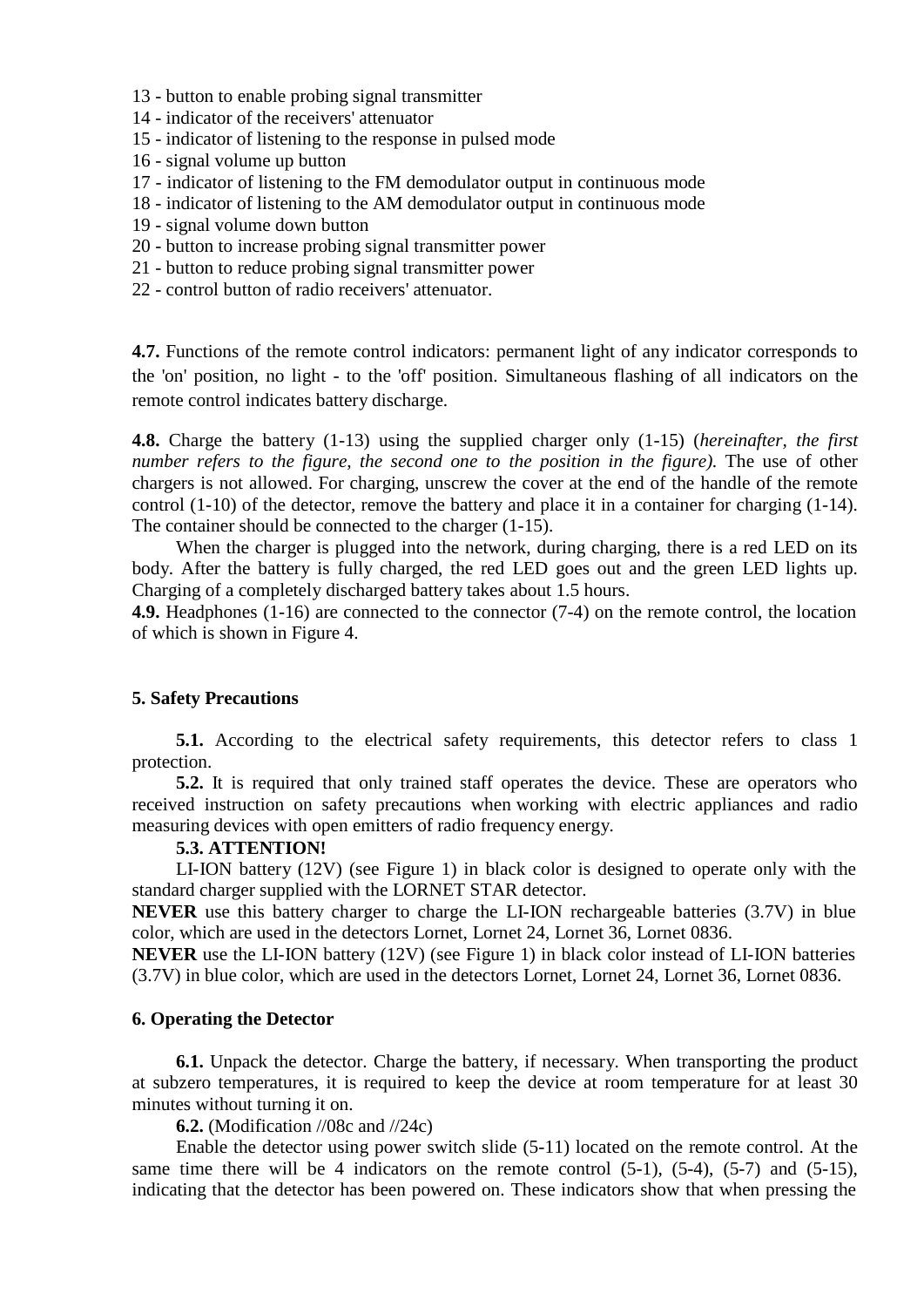13 - button to enable probing signal transmitter
14 - indicator of the receivers' attenuator
15 - indicator of listening to the response in pulsed mode
16 - signal volume up button
17 - indicator of listening to the FM demodulator output in continuous mode
18 - indicator of listening to the AM demodulator output in continuous mode
19 - signal volume down button
20 - button to increase probing signal transmitter power
21 - button to reduce probing signal transmitter power
22 - control button of radio receivers' attenuator.

**4.7.** Functions of the remote control indicators: permanent light of any indicator corresponds to the 'on' position, no light - to the 'off' position. Simultaneous flashing of all indicators on the remote control indicates battery discharge.

**4.8.** Charge the battery (1-13) using the supplied charger only (1-15) (*hereinafter, the first number refers to the figure, the second one to the position in the figure).* The use of other chargers is not allowed. For charging, unscrew the cover at the end of the handle of the remote control (1-10) of the detector, remove the battery and place it in a container for charging (1-14). The container should be connected to the charger (1-15).

When the charger is plugged into the network, during charging, there is a red LED on its body. After the battery is fully charged, the red LED goes out and the green LED lights up. Charging of a completely discharged battery takes about 1.5 hours.

**4.9.** Headphones (1-16) are connected to the connector (7-4) on the remote control, the location of which is shown in Figure 4.

## 5. Safety Precautions

**5.1.** According to the electrical safety requirements, this detector refers to class 1 protection.

**5.2.** It is required that only trained staff operates the device. These are operators who received instruction on safety precautions when working with electric appliances and radio measuring devices with open emitters of radio frequency energy.

**5.3. ATTENTION!**

LI-ION battery (12V) (see Figure 1) in black color is designed to operate only with the standard charger supplied with the LORNET STAR detector.

**NEVER** use this battery charger to charge the LI-ION rechargeable batteries (3.7V) in blue color, which are used in the detectors Lornet, Lornet 24, Lornet 36, Lornet 0836.

**NEVER** use the LI-ION battery (12V) (see Figure 1) in black color instead of LI-ION batteries (3.7V) in blue color, which are used in the detectors Lornet, Lornet 24, Lornet 36, Lornet 0836.

## 6. Operating the Detector

**6.1.** Unpack the detector. Charge the battery, if necessary. When transporting the product at subzero temperatures, it is required to keep the device at room temperature for at least 30 minutes without turning it on.

**6.2.** (Modification //08c and //24c)

Enable the detector using power switch slide (5-11) located on the remote control. At the same time there will be 4 indicators on the remote control (5-1), (5-4), (5-7) and (5-15), indicating that the detector has been powered on. These indicators show that when pressing the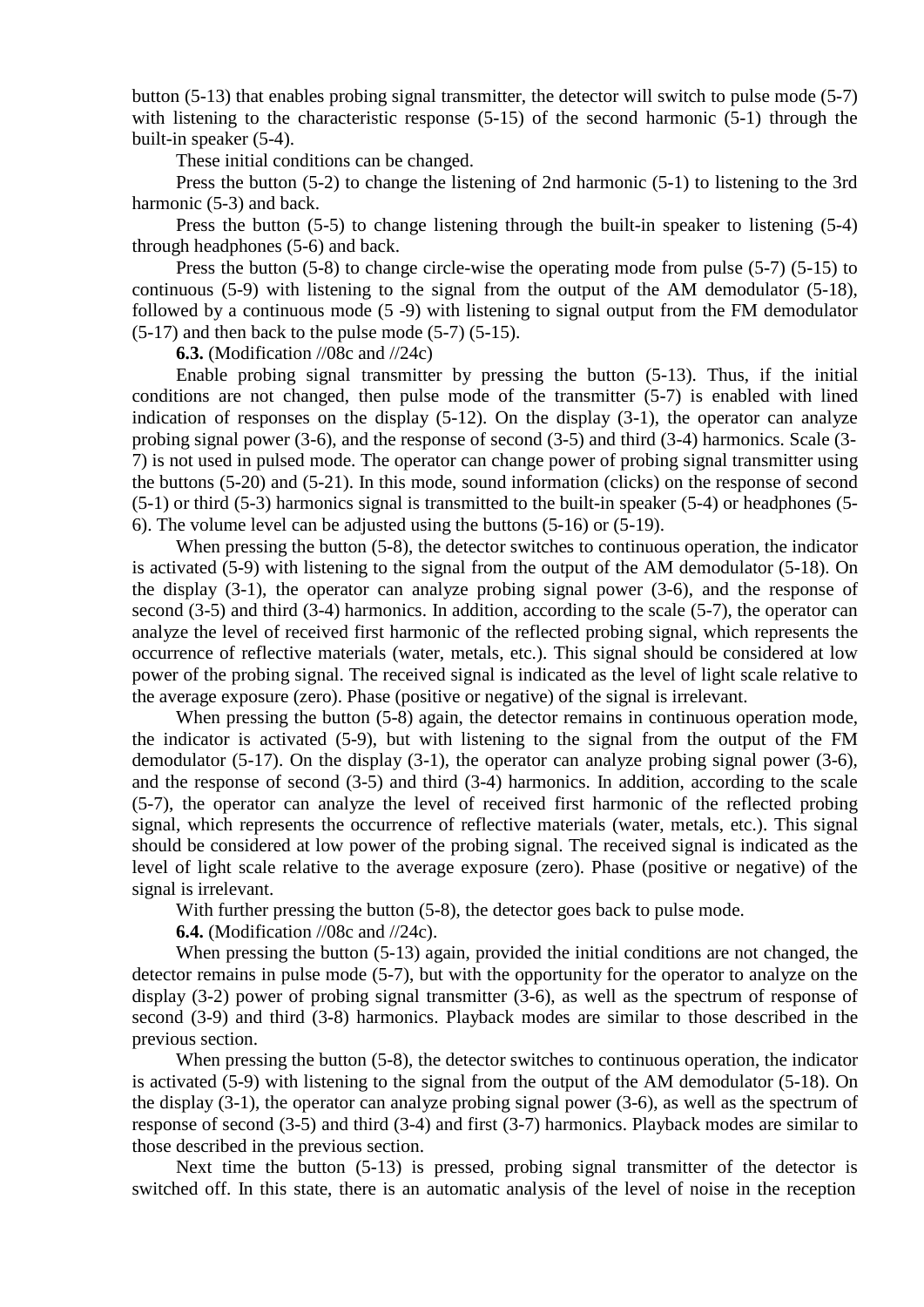button (5-13) that enables probing signal transmitter, the detector will switch to pulse mode (5-7) with listening to the characteristic response (5-15) of the second harmonic (5-1) through the built-in speaker (5-4).

These initial conditions can be changed.

Press the button (5-2) to change the listening of 2nd harmonic (5-1) to listening to the 3rd harmonic (5-3) and back.

Press the button (5-5) to change listening through the built-in speaker to listening (5-4) through headphones (5-6) and back.

Press the button (5-8) to change circle-wise the operating mode from pulse (5-7) (5-15) to continuous (5-9) with listening to the signal from the output of the AM demodulator (5-18), followed by a continuous mode (5 -9) with listening to signal output from the FM demodulator (5-17) and then back to the pulse mode (5-7) (5-15).

**6.3.** (Modification //08c and //24c)

Enable probing signal transmitter by pressing the button (5-13). Thus, if the initial conditions are not changed, then pulse mode of the transmitter (5-7) is enabled with lined indication of responses on the display (5-12). On the display (3-1), the operator can analyze probing signal power (3-6), and the response of second (3-5) and third (3-4) harmonics. Scale (3-7) is not used in pulsed mode. The operator can change power of probing signal transmitter using the buttons (5-20) and (5-21). In this mode, sound information (clicks) on the response of second (5-1) or third (5-3) harmonics signal is transmitted to the built-in speaker (5-4) or headphones (5-6). The volume level can be adjusted using the buttons (5-16) or (5-19).

When pressing the button (5-8), the detector switches to continuous operation, the indicator is activated (5-9) with listening to the signal from the output of the AM demodulator (5-18). On the display (3-1), the operator can analyze probing signal power (3-6), and the response of second (3-5) and third (3-4) harmonics. In addition, according to the scale (5-7), the operator can analyze the level of received first harmonic of the reflected probing signal, which represents the occurrence of reflective materials (water, metals, etc.). This signal should be considered at low power of the probing signal. The received signal is indicated as the level of light scale relative to the average exposure (zero). Phase (positive or negative) of the signal is irrelevant.

When pressing the button (5-8) again, the detector remains in continuous operation mode, the indicator is activated (5-9), but with listening to the signal from the output of the FM demodulator (5-17). On the display (3-1), the operator can analyze probing signal power (3-6), and the response of second (3-5) and third (3-4) harmonics. In addition, according to the scale (5-7), the operator can analyze the level of received first harmonic of the reflected probing signal, which represents the occurrence of reflective materials (water, metals, etc.). This signal should be considered at low power of the probing signal. The received signal is indicated as the level of light scale relative to the average exposure (zero). Phase (positive or negative) of the signal is irrelevant.

With further pressing the button (5-8), the detector goes back to pulse mode.

**6.4.** (Modification //08c and //24c).

When pressing the button (5-13) again, provided the initial conditions are not changed, the detector remains in pulse mode (5-7), but with the opportunity for the operator to analyze on the display (3-2) power of probing signal transmitter (3-6), as well as the spectrum of response of second (3-9) and third (3-8) harmonics. Playback modes are similar to those described in the previous section.

When pressing the button (5-8), the detector switches to continuous operation, the indicator is activated (5-9) with listening to the signal from the output of the AM demodulator (5-18). On the display (3-1), the operator can analyze probing signal power (3-6), as well as the spectrum of response of second (3-5) and third (3-4) and first (3-7) harmonics. Playback modes are similar to those described in the previous section.

Next time the button (5-13) is pressed, probing signal transmitter of the detector is switched off. In this state, there is an automatic analysis of the level of noise in the reception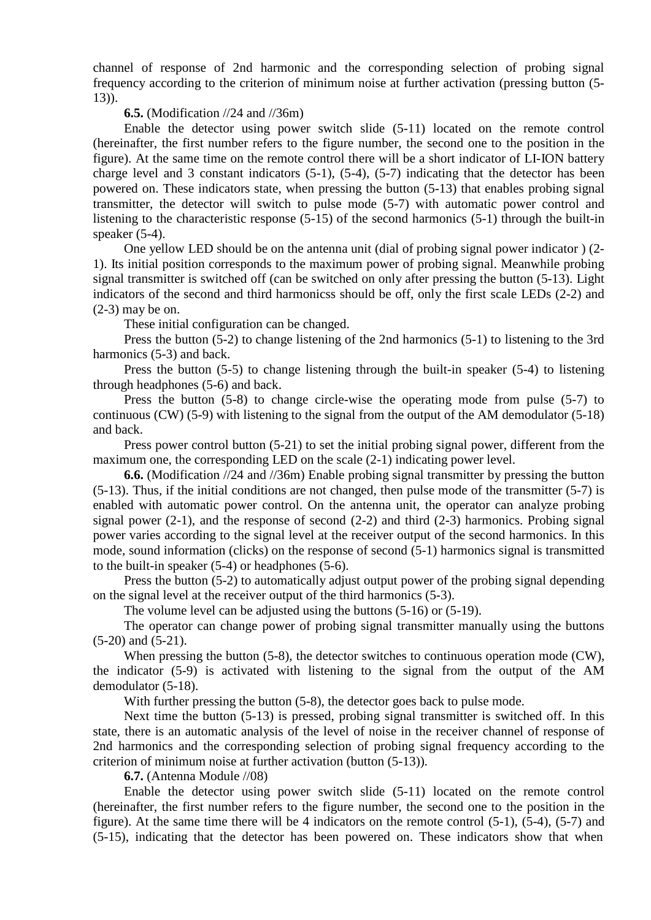channel of response of 2nd harmonic and the corresponding selection of probing signal frequency according to the criterion of minimum noise at further activation (pressing button (5-13)).

**6.5.** (Modification //24 and //36m)

Enable the detector using power switch slide (5-11) located on the remote control (hereinafter, the first number refers to the figure number, the second one to the position in the figure). At the same time on the remote control there will be a short indicator of LI-ION battery charge level and 3 constant indicators (5-1), (5-4), (5-7) indicating that the detector has been powered on. These indicators state, when pressing the button (5-13) that enables probing signal transmitter, the detector will switch to pulse mode (5-7) with automatic power control and listening to the characteristic response (5-15) of the second harmonics (5-1) through the built-in speaker (5-4).

One yellow LED should be on the antenna unit (dial of probing signal power indicator ) (2-1). Its initial position corresponds to the maximum power of probing signal. Meanwhile probing signal transmitter is switched off (can be switched on only after pressing the button (5-13). Light indicators of the second and third harmonicss should be off, only the first scale LEDs (2-2) and (2-3) may be on.

These initial configuration can be changed.

Press the button (5-2) to change listening of the 2nd harmonics (5-1) to listening to the 3rd harmonics (5-3) and back.

Press the button (5-5) to change listening through the built-in speaker (5-4) to listening through headphones (5-6) and back.

Press the button (5-8) to change circle-wise the operating mode from pulse (5-7) to continuous (CW) (5-9) with listening to the signal from the output of the AM demodulator (5-18) and back.

Press power control button (5-21) to set the initial probing signal power, different from the maximum one, the corresponding LED on the scale (2-1) indicating power level.

**6.6.** (Modification //24 and //36m) Enable probing signal transmitter by pressing the button (5-13). Thus, if the initial conditions are not changed, then pulse mode of the transmitter (5-7) is enabled with automatic power control. On the antenna unit, the operator can analyze probing signal power (2-1), and the response of second (2-2) and third (2-3) harmonics. Probing signal power varies according to the signal level at the receiver output of the second harmonics. In this mode, sound information (clicks) on the response of second (5-1) harmonics signal is transmitted to the built-in speaker (5-4) or headphones (5-6).

Press the button (5-2) to automatically adjust output power of the probing signal depending on the signal level at the receiver output of the third harmonics (5-3).

The volume level can be adjusted using the buttons (5-16) or (5-19).

The operator can change power of probing signal transmitter manually using the buttons (5-20) and (5-21).

When pressing the button (5-8), the detector switches to continuous operation mode (CW), the indicator (5-9) is activated with listening to the signal from the output of the AM demodulator (5-18).

With further pressing the button (5-8), the detector goes back to pulse mode.

Next time the button (5-13) is pressed, probing signal transmitter is switched off. In this state, there is an automatic analysis of the level of noise in the receiver channel of response of 2nd harmonics and the corresponding selection of probing signal frequency according to the criterion of minimum noise at further activation (button (5-13)).

**6.7.** (Antenna Module //08)

Enable the detector using power switch slide (5-11) located on the remote control (hereinafter, the first number refers to the figure number, the second one to the position in the figure). At the same time there will be 4 indicators on the remote control (5-1), (5-4), (5-7) and (5-15), indicating that the detector has been powered on. These indicators show that when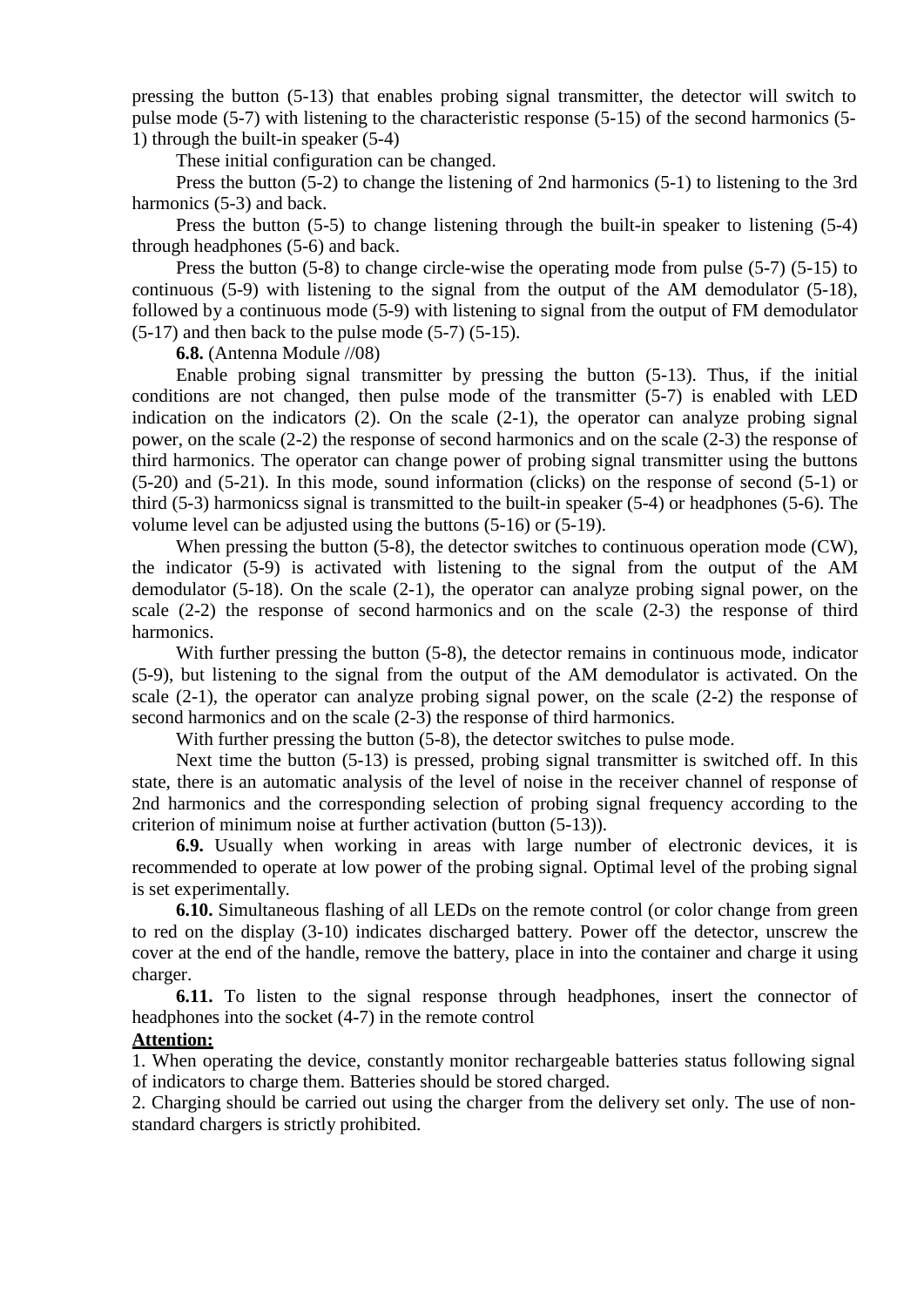pressing the button (5-13) that enables probing signal transmitter, the detector will switch to pulse mode (5-7) with listening to the characteristic response (5-15) of the second harmonics (5-1) through the built-in speaker (5-4)

These initial configuration can be changed.

Press the button (5-2) to change the listening of 2nd harmonics (5-1) to listening to the 3rd harmonics (5-3) and back.

Press the button (5-5) to change listening through the built-in speaker to listening (5-4) through headphones (5-6) and back.

Press the button (5-8) to change circle-wise the operating mode from pulse (5-7) (5-15) to continuous (5-9) with listening to the signal from the output of the AM demodulator (5-18), followed by a continuous mode (5-9) with listening to signal from the output of FM demodulator (5-17) and then back to the pulse mode (5-7) (5-15).

**6.8.** (Antenna Module //08)

Enable probing signal transmitter by pressing the button (5-13). Thus, if the initial conditions are not changed, then pulse mode of the transmitter (5-7) is enabled with LED indication on the indicators (2). On the scale (2-1), the operator can analyze probing signal power, on the scale (2-2) the response of second harmonics and on the scale (2-3) the response of third harmonics. The operator can change power of probing signal transmitter using the buttons (5-20) and (5-21). In this mode, sound information (clicks) on the response of second (5-1) or third (5-3) harmonicss signal is transmitted to the built-in speaker (5-4) or headphones (5-6). The volume level can be adjusted using the buttons (5-16) or (5-19).

When pressing the button (5-8), the detector switches to continuous operation mode (CW), the indicator (5-9) is activated with listening to the signal from the output of the AM demodulator (5-18). On the scale (2-1), the operator can analyze probing signal power, on the scale (2-2) the response of second harmonics and on the scale (2-3) the response of third harmonics.

With further pressing the button (5-8), the detector remains in continuous mode, indicator (5-9), but listening to the signal from the output of the AM demodulator is activated. On the scale (2-1), the operator can analyze probing signal power, on the scale (2-2) the response of second harmonics and on the scale (2-3) the response of third harmonics.

With further pressing the button (5-8), the detector switches to pulse mode.

Next time the button (5-13) is pressed, probing signal transmitter is switched off. In this state, there is an automatic analysis of the level of noise in the receiver channel of response of 2nd harmonics and the corresponding selection of probing signal frequency according to the criterion of minimum noise at further activation (button (5-13)).

**6.9.** Usually when working in areas with large number of electronic devices, it is recommended to operate at low power of the probing signal. Optimal level of the probing signal is set experimentally.

**6.10.** Simultaneous flashing of all LEDs on the remote control (or color change from green to red on the display (3-10) indicates discharged battery. Power off the detector, unscrew the cover at the end of the handle, remove the battery, place in into the container and charge it using charger.

**6.11.** To listen to the signal response through headphones, insert the connector of headphones into the socket (4-7) in the remote control

**Attention:**

1. When operating the device, constantly monitor rechargeable batteries status following signal of indicators to charge them. Batteries should be stored charged.
2. Charging should be carried out using the charger from the delivery set only. The use of non-standard chargers is strictly prohibited.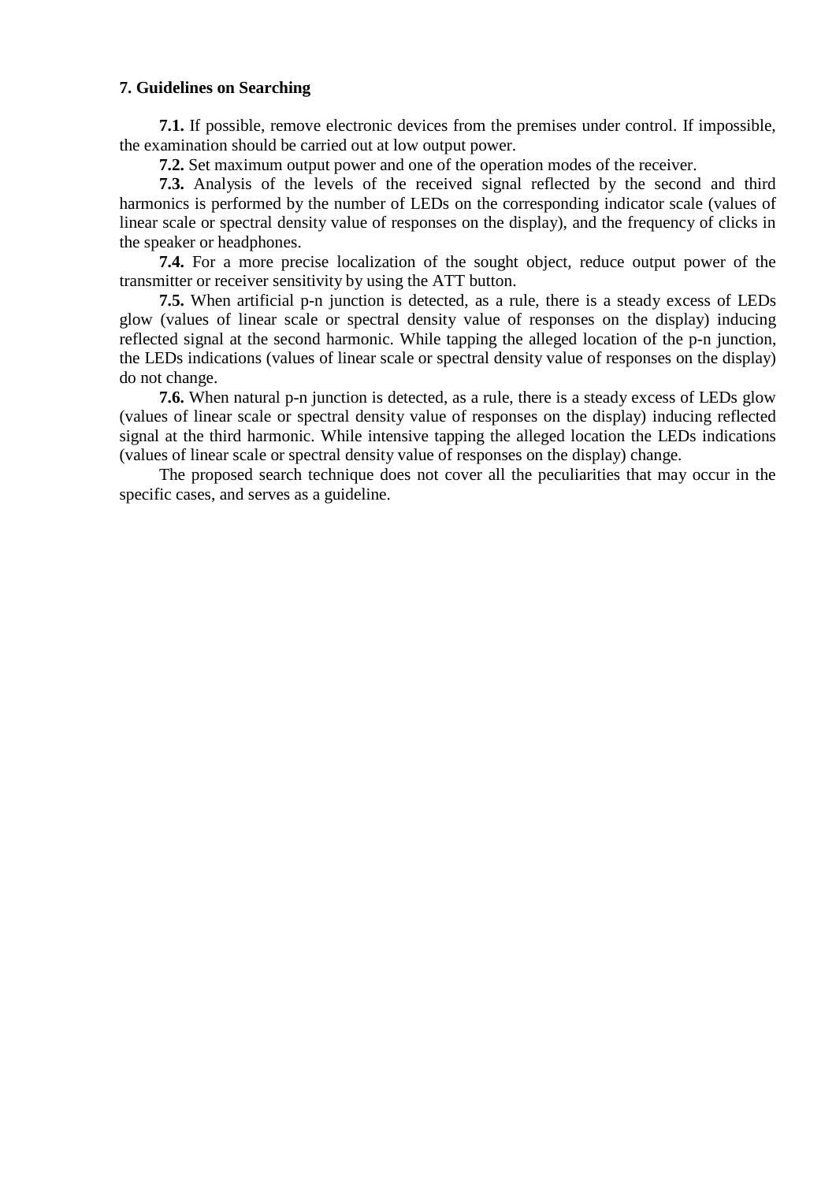## 7. Guidelines on Searching

**7.1.** If possible, remove electronic devices from the premises under control. If impossible, the examination should be carried out at low output power.

**7.2.** Set maximum output power and one of the operation modes of the receiver.

**7.3.** Analysis of the levels of the received signal reflected by the second and third harmonics is performed by the number of LEDs on the corresponding indicator scale (values of linear scale or spectral density value of responses on the display), and the frequency of clicks in the speaker or headphones.

**7.4.** For a more precise localization of the sought object, reduce output power of the transmitter or receiver sensitivity by using the ATT button.

**7.5.** When artificial p-n junction is detected, as a rule, there is a steady excess of LEDs glow (values of linear scale or spectral density value of responses on the display) inducing reflected signal at the second harmonic. While tapping the alleged location of the p-n junction, the LEDs indications (values of linear scale or spectral density value of responses on the display) do not change.

**7.6.** When natural p-n junction is detected, as a rule, there is a steady excess of LEDs glow (values of linear scale or spectral density value of responses on the display) inducing reflected signal at the third harmonic. While intensive tapping the alleged location the LEDs indications (values of linear scale or spectral density value of responses on the display) change.

The proposed search technique does not cover all the peculiarities that may occur in the specific cases, and serves as a guideline.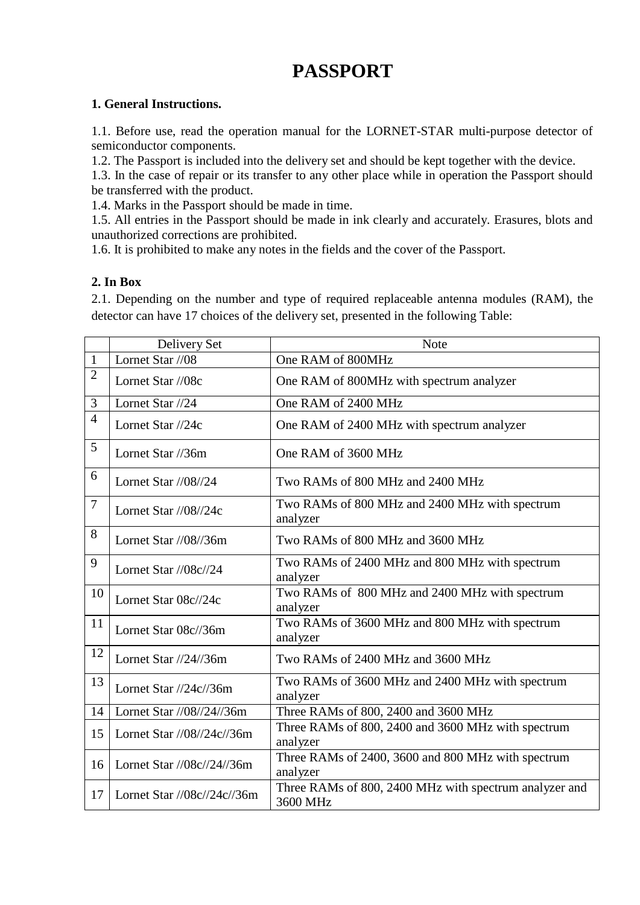# PASSPORT

**1. General Instructions.**

1.1. Before use, read the operation manual for the LORNET-STAR multi-purpose detector of semiconductor components.
1.2. The Passport is included into the delivery set and should be kept together with the device.
1.3. In the case of repair or its transfer to any other place while in operation the Passport should be transferred with the product.
1.4. Marks in the Passport should be made in time.
1.5. All entries in the Passport should be made in ink clearly and accurately. Erasures, blots and unauthorized corrections are prohibited.
1.6. It is prohibited to make any notes in the fields and the cover of the Passport.

**2. In Box**

2.1. Depending on the number and type of required replaceable antenna modules (RAM), the detector can have 17 choices of the delivery set, presented in the following Table:

| | Delivery Set | Note |
|---|---|---|
| 1 | Lornet Star //08 | One RAM of 800MHz |
| 2 | Lornet Star //08c | One RAM of 800MHz with spectrum analyzer |
| 3 | Lornet Star //24 | One RAM of 2400 MHz |
| 4 | Lornet Star //24c | One RAM of 2400 MHz with spectrum analyzer |
| 5 | Lornet Star //36m | One RAM of 3600 MHz |
| 6 | Lornet Star //08//24 | Two RAMs of 800 MHz and 2400 MHz |
| 7 | Lornet Star //08//24c | Two RAMs of 800 MHz and 2400 MHz with spectrum analyzer |
| 8 | Lornet Star //08//36m | Two RAMs of 800 MHz and 3600 MHz |
| 9 | Lornet Star //08c//24 | Two RAMs of 2400 MHz and 800 MHz with spectrum analyzer |
| 10 | Lornet Star 08c//24c | Two RAMs of 800 MHz and 2400 MHz with spectrum analyzer |
| 11 | Lornet Star 08c//36m | Two RAMs of 3600 MHz and 800 MHz with spectrum analyzer |
| 12 | Lornet Star //24//36m | Two RAMs of 2400 MHz and 3600 MHz |
| 13 | Lornet Star //24c//36m | Two RAMs of 3600 MHz and 2400 MHz with spectrum analyzer |
| 14 | Lornet Star //08//24//36m | Three RAMs of 800, 2400 and 3600 MHz |
| 15 | Lornet Star //08//24c//36m | Three RAMs of 800, 2400 and 3600 MHz with spectrum analyzer |
| 16 | Lornet Star //08c//24//36m | Three RAMs of 2400, 3600 and 800 MHz with spectrum analyzer |
| 17 | Lornet Star //08c//24c//36m | Three RAMs of 800, 2400 MHz with spectrum analyzer and 3600 MHz |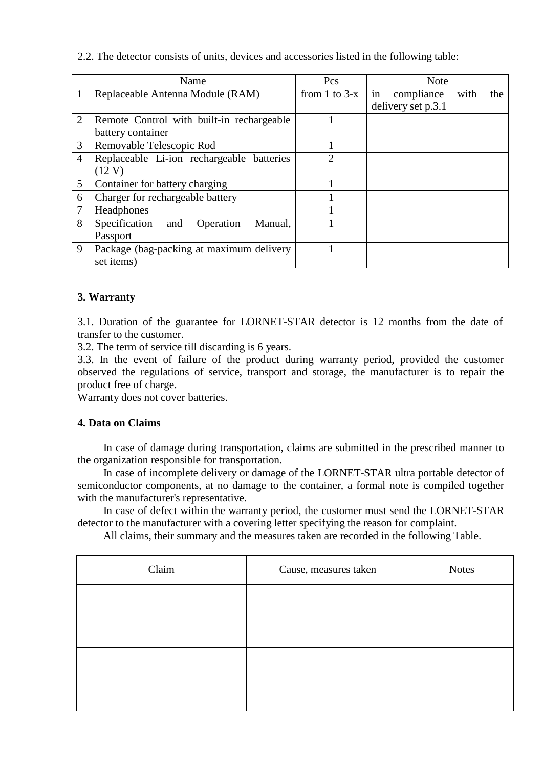2.2. The detector consists of units, devices and accessories listed in the following table:

| | Name | Pcs | Note |
|---|---|---|---|
| 1 | Replaceable Antenna Module (RAM) | from 1 to 3-x | in compliance with the delivery set p.3.1 |
| 2 | Remote Control with built-in rechargeable battery container | 1 | |
| 3 | Removable Telescopic Rod | 1 | |
| 4 | Replaceable Li-ion rechargeable batteries (12 V) | 2 | |
| 5 | Container for battery charging | 1 | |
| 6 | Charger for rechargeable battery | 1 | |
| 7 | Headphones | 1 | |
| 8 | Specification and Operation Manual, Passport | 1 | |
| 9 | Package (bag-packing at maximum delivery set items) | 1 | |

### 3. Warranty

3.1. Duration of the guarantee for LORNET-STAR detector is 12 months from the date of transfer to the customer.
3.2. The term of service till discarding is 6 years.
3.3. In the event of failure of the product during warranty period, provided the customer observed the regulations of service, transport and storage, the manufacturer is to repair the product free of charge.
Warranty does not cover batteries.

### 4. Data on Claims

In case of damage during transportation, claims are submitted in the prescribed manner to the organization responsible for transportation.

In case of incomplete delivery or damage of the LORNET-STAR ultra portable detector of semiconductor components, at no damage to the container, a formal note is compiled together with the manufacturer's representative.

In case of defect within the warranty period, the customer must send the LORNET-STAR detector to the manufacturer with a covering letter specifying the reason for complaint.

All claims, their summary and the measures taken are recorded in the following Table.

| Claim | Cause, measures taken | Notes |
|---|---|---|
| | | |
| | | |